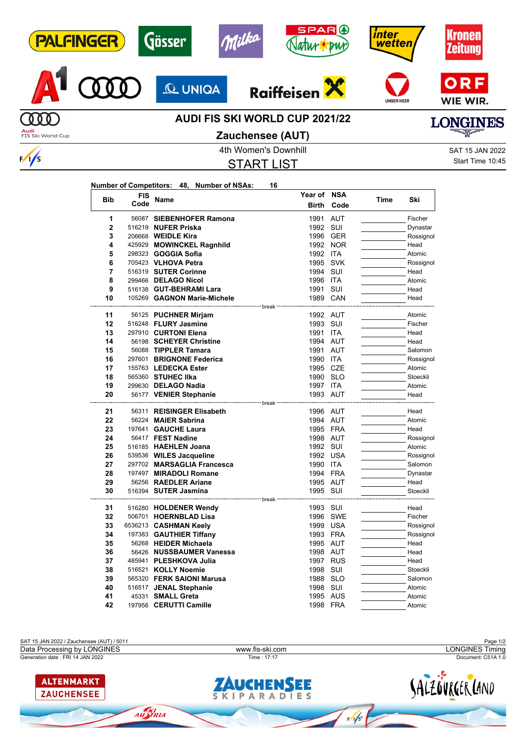# AUDI FIS SKI WORLD CUP 2021/22

## Zauchensee (AUT)

4th Women's Downhill

SAT 15 JAN 2022
Start Time 10:45

## START LIST

**Number of Competitors: 48, Number of NSAs: 16**

| Bib | FIS Code | Name | Year of Birth | NSA Code | Time | Ski |
|---|---|---|---|---|---|---|
| 1 | 56087 | **SIEBENHOFER Ramona** | 1991 | AUT | | Fischer |
| 2 | 516219 | **NUFER Priska** | 1992 | SUI | | Dynastar |
| 3 | 206668 | **WEIDLE Kira** | 1996 | GER | | Rossignol |
| 4 | 425929 | **MOWINCKEL Ragnhild** | 1992 | NOR | | Head |
| 5 | 298323 | **GOGGIA Sofia** | 1992 | ITA | | Atomic |
| 6 | 705423 | **VLHOVA Petra** | 1995 | SVK | | Rossignol |
| 7 | 516319 | **SUTER Corinne** | 1994 | SUI | | Head |
| 8 | 299466 | **DELAGO Nicol** | 1996 | ITA | | Atomic |
| 9 | 516138 | **GUT-BEHRAMI Lara** | 1991 | SUI | | Head |
| 10 | 105269 | **GAGNON Marie-Michele** | 1989 | CAN | | Head |
| | | break | | | | |
| 11 | 56125 | **PUCHNER Mirjam** | 1992 | AUT | | Atomic |
| 12 | 516248 | **FLURY Jasmine** | 1993 | SUI | | Fischer |
| 13 | 297910 | **CURTONI Elena** | 1991 | ITA | | Head |
| 14 | 56198 | **SCHEYER Christine** | 1994 | AUT | | Head |
| 15 | 56088 | **TIPPLER Tamara** | 1991 | AUT | | Salomon |
| 16 | 297601 | **BRIGNONE Federica** | 1990 | ITA | | Rossignol |
| 17 | 155763 | **LEDECKA Ester** | 1995 | CZE | | Atomic |
| 18 | 565360 | **STUHEC Ilka** | 1990 | SLO | | Stoeckli |
| 19 | 299630 | **DELAGO Nadia** | 1997 | ITA | | Atomic |
| 20 | 56177 | **VENIER Stephanie** | 1993 | AUT | | Head |
| | | break | | | | |
| 21 | 56311 | **REISINGER Elisabeth** | 1996 | AUT | | Head |
| 22 | 56224 | **MAIER Sabrina** | 1994 | AUT | | Atomic |
| 23 | 197641 | **GAUCHE Laura** | 1995 | FRA | | Head |
| 24 | 56417 | **FEST Nadine** | 1998 | AUT | | Rossignol |
| 25 | 516185 | **HAEHLEN Joana** | 1992 | SUI | | Atomic |
| 26 | 539536 | **WILES Jacqueline** | 1992 | USA | | Rossignol |
| 27 | 297702 | **MARSAGLIA Francesca** | 1990 | ITA | | Salomon |
| 28 | 197497 | **MIRADOLI Romane** | 1994 | FRA | | Dynastar |
| 29 | 56256 | **RAEDLER Ariane** | 1995 | AUT | | Head |
| 30 | 516394 | **SUTER Jasmina** | 1995 | SUI | | Stoeckli |
| | | break | | | | |
| 31 | 516280 | **HOLDENER Wendy** | 1993 | SUI | | Head |
| 32 | 506701 | **HOERNBLAD Lisa** | 1996 | SWE | | Fischer |
| 33 | 6536213 | **CASHMAN Keely** | 1999 | USA | | Rossignol |
| 34 | 197383 | **GAUTHIER Tiffany** | 1993 | FRA | | Rossignol |
| 35 | 56268 | **HEIDER Michaela** | 1995 | AUT | | Head |
| 36 | 56426 | **NUSSBAUMER Vanessa** | 1998 | AUT | | Head |
| 37 | 485941 | **PLESHKOVA Julia** | 1997 | RUS | | Head |
| 38 | 516521 | **KOLLY Noemie** | 1998 | SUI | | Stoeckli |
| 39 | 565320 | **FERK SAIONI Marusa** | 1988 | SLO | | Salomon |
| 40 | 516517 | **JENAL Stephanie** | 1998 | SUI | | Atomic |
| 41 | 45331 | **SMALL Greta** | 1995 | AUS | | Atomic |
| 42 | 197956 | **CERUTTI Camille** | 1998 | FRA | | Atomic |

SAT 15 JAN 2022 / Zauchensee (AUT) / 5011
Data Processing by LONGINES — www.fis-ski.com — LONGINES Timing
Generation date : FRI 14 JAN 2022 — Time : 17:17 — Document: C51A 1.0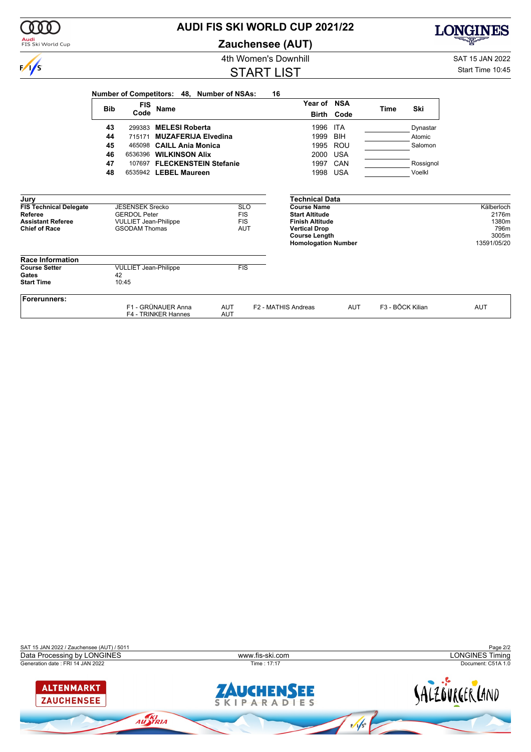# AUDI FIS SKI WORLD CUP 2021/22

## Zauchensee (AUT)

4th Women's Downhill

## START LIST

SAT 15 JAN 2022
Start Time 10:45

**Number of Competitors: 48, Number of NSAs: 16**

| Bib | FIS Code | Name | Year of Birth | NSA Code | Time | Ski |
|---|---|---|---|---|---|---|
| 43 | 299383 | **MELESI Roberta** | 1996 | ITA | | Dynastar |
| 44 | 715171 | **MUZAFERIJA Elvedina** | 1999 | BIH | | Atomic |
| 45 | 465098 | **CAILL Ania Monica** | 1995 | ROU | | Salomon |
| 46 | 6536396 | **WILKINSON Alix** | 2000 | USA | | |
| 47 | 107697 | **FLECKENSTEIN Stefanie** | 1997 | CAN | | Rossignol |
| 48 | 6535942 | **LEBEL Maureen** | 1998 | USA | | Voelkl |

### Jury

| | | |
|---|---|---|
| **FIS Technical Delegate** | JESENSEK Srecko | SLO |
| **Referee** | GERDOL Peter | FIS |
| **Assistant Referee** | VULLIET Jean-Philippe | FIS |
| **Chief of Race** | GSODAM Thomas | AUT |

### Technical Data

| | |
|---|---|
| **Course Name** | Kälberloch |
| **Start Altitude** | 2176m |
| **Finish Altitude** | 1380m |
| **Vertical Drop** | 796m |
| **Course Length** | 3005m |
| **Homologation Number** | 13591/05/20 |

### Race Information

| | | |
|---|---|---|
| **Course Setter** | VULLIET Jean-Philippe | FIS |
| **Gates** | 42 | |
| **Start Time** | 10:45 | |

### Forerunners:

| | | | | | |
|---|---|---|---|---|---|
| F1 - GRÜNAUER Anna | AUT | F2 - MATHIS Andreas | AUT | F3 - BÖCK Kilian | AUT |
| F4 - TRINKER Hannes | AUT | | | | |

SAT 15 JAN 2022 / Zauchensee (AUT) / 5011

Data Processing by LONGINES — www.fis-ski.com — LONGINES Timing

Generation date : FRI 14 JAN 2022 — Time : 17:17 — Document: C51A 1.0